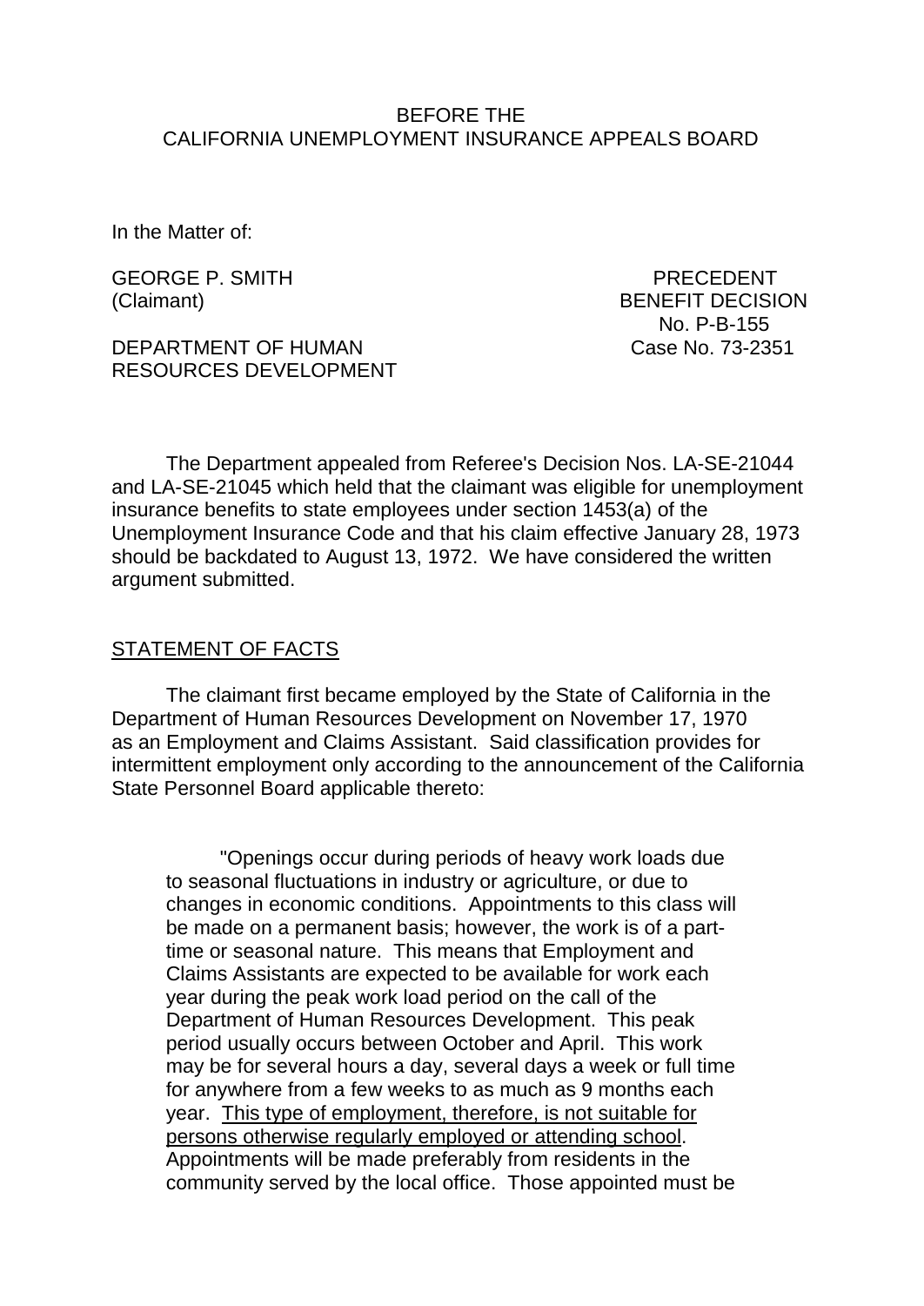BEFORE THE
CALIFORNIA UNEMPLOYMENT INSURANCE APPEALS BOARD

In the Matter of:

GEORGE P. SMITH
(Claimant)

DEPARTMENT OF HUMAN
RESOURCES DEVELOPMENT

PRECEDENT
BENEFIT DECISION
No. P-B-155
Case No. 73-2351

The Department appealed from Referee's Decision Nos. LA-SE-21044 and LA-SE-21045 which held that the claimant was eligible for unemployment insurance benefits to state employees under section 1453(a) of the Unemployment Insurance Code and that his claim effective January 28, 1973 should be backdated to August 13, 1972. We have considered the written argument submitted.

## STATEMENT OF FACTS

The claimant first became employed by the State of California in the Department of Human Resources Development on November 17, 1970 as an Employment and Claims Assistant. Said classification provides for intermittent employment only according to the announcement of the California State Personnel Board applicable thereto:

> "Openings occur during periods of heavy work loads due to seasonal fluctuations in industry or agriculture, or due to changes in economic conditions. Appointments to this class will be made on a permanent basis; however, the work is of a part-time or seasonal nature. This means that Employment and Claims Assistants are expected to be available for work each year during the peak work load period on the call of the Department of Human Resources Development. This peak period usually occurs between October and April. This work may be for several hours a day, several days a week or full time for anywhere from a few weeks to as much as 9 months each year. <u>This type of employment, therefore, is not suitable for persons otherwise regularly employed or attending school</u>. Appointments will be made preferably from residents in the community served by the local office. Those appointed must be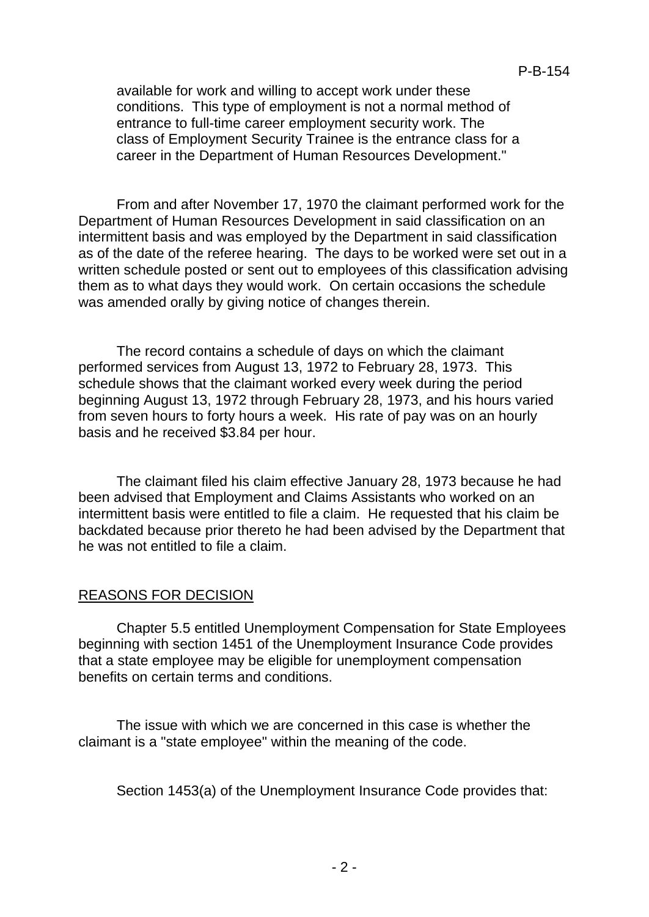available for work and willing to accept work under these conditions. This type of employment is not a normal method of entrance to full-time career employment security work. The class of Employment Security Trainee is the entrance class for a career in the Department of Human Resources Development."

From and after November 17, 1970 the claimant performed work for the Department of Human Resources Development in said classification on an intermittent basis and was employed by the Department in said classification as of the date of the referee hearing. The days to be worked were set out in a written schedule posted or sent out to employees of this classification advising them as to what days they would work. On certain occasions the schedule was amended orally by giving notice of changes therein.

The record contains a schedule of days on which the claimant performed services from August 13, 1972 to February 28, 1973. This schedule shows that the claimant worked every week during the period beginning August 13, 1972 through February 28, 1973, and his hours varied from seven hours to forty hours a week. His rate of pay was on an hourly basis and he received $3.84 per hour.

The claimant filed his claim effective January 28, 1973 because he had been advised that Employment and Claims Assistants who worked on an intermittent basis were entitled to file a claim. He requested that his claim be backdated because prior thereto he had been advised by the Department that he was not entitled to file a claim.

## REASONS FOR DECISION

Chapter 5.5 entitled Unemployment Compensation for State Employees beginning with section 1451 of the Unemployment Insurance Code provides that a state employee may be eligible for unemployment compensation benefits on certain terms and conditions.

The issue with which we are concerned in this case is whether the claimant is a "state employee" within the meaning of the code.

Section 1453(a) of the Unemployment Insurance Code provides that: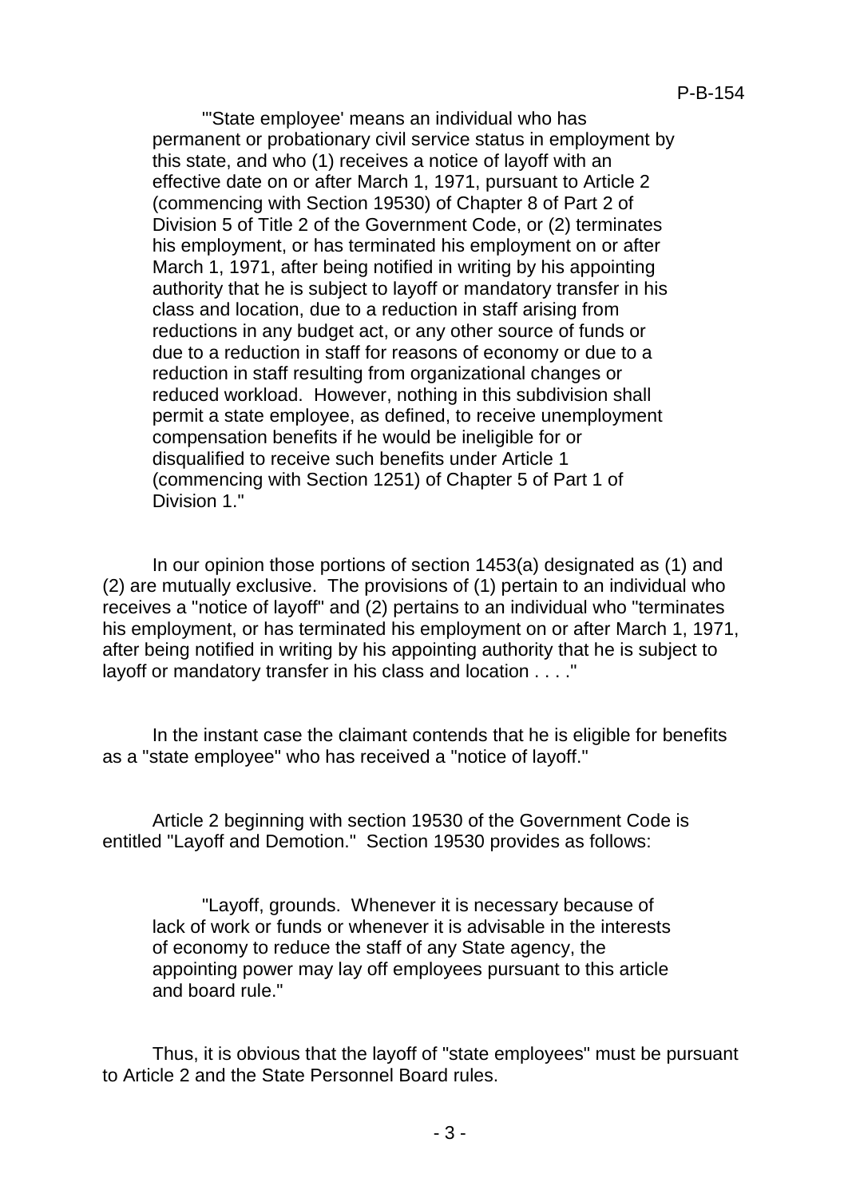> "'State employee' means an individual who has permanent or probationary civil service status in employment by this state, and who (1) receives a notice of layoff with an effective date on or after March 1, 1971, pursuant to Article 2 (commencing with Section 19530) of Chapter 8 of Part 2 of Division 5 of Title 2 of the Government Code, or (2) terminates his employment, or has terminated his employment on or after March 1, 1971, after being notified in writing by his appointing authority that he is subject to layoff or mandatory transfer in his class and location, due to a reduction in staff arising from reductions in any budget act, or any other source of funds or due to a reduction in staff for reasons of economy or due to a reduction in staff resulting from organizational changes or reduced workload. However, nothing in this subdivision shall permit a state employee, as defined, to receive unemployment compensation benefits if he would be ineligible for or disqualified to receive such benefits under Article 1 (commencing with Section 1251) of Chapter 5 of Part 1 of Division 1."

In our opinion those portions of section 1453(a) designated as (1) and (2) are mutually exclusive. The provisions of (1) pertain to an individual who receives a "notice of layoff" and (2) pertains to an individual who "terminates his employment, or has terminated his employment on or after March 1, 1971, after being notified in writing by his appointing authority that he is subject to layoff or mandatory transfer in his class and location . . . ."

In the instant case the claimant contends that he is eligible for benefits as a "state employee" who has received a "notice of layoff."

Article 2 beginning with section 19530 of the Government Code is entitled "Layoff and Demotion." Section 19530 provides as follows:

> "Layoff, grounds. Whenever it is necessary because of lack of work or funds or whenever it is advisable in the interests of economy to reduce the staff of any State agency, the appointing power may lay off employees pursuant to this article and board rule."

Thus, it is obvious that the layoff of "state employees" must be pursuant to Article 2 and the State Personnel Board rules.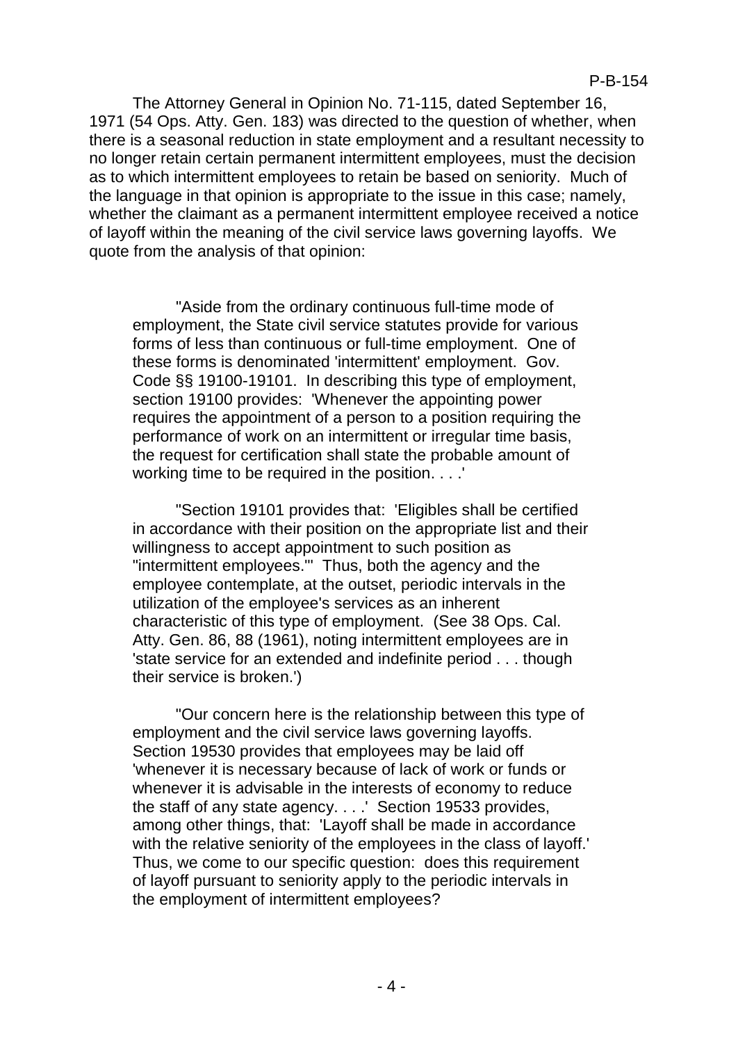The Attorney General in Opinion No. 71-115, dated September 16, 1971 (54 Ops. Atty. Gen. 183) was directed to the question of whether, when there is a seasonal reduction in state employment and a resultant necessity to no longer retain certain permanent intermittent employees, must the decision as to which intermittent employees to retain be based on seniority. Much of the language in that opinion is appropriate to the issue in this case; namely, whether the claimant as a permanent intermittent employee received a notice of layoff within the meaning of the civil service laws governing layoffs. We quote from the analysis of that opinion:

> "Aside from the ordinary continuous full-time mode of employment, the State civil service statutes provide for various forms of less than continuous or full-time employment. One of these forms is denominated 'intermittent' employment. Gov. Code §§ 19100-19101. In describing this type of employment, section 19100 provides: 'Whenever the appointing power requires the appointment of a person to a position requiring the performance of work on an intermittent or irregular time basis, the request for certification shall state the probable amount of working time to be required in the position. . . .'
>
> "Section 19101 provides that: 'Eligibles shall be certified in accordance with their position on the appropriate list and their willingness to accept appointment to such position as "intermittent employees."' Thus, both the agency and the employee contemplate, at the outset, periodic intervals in the utilization of the employee's services as an inherent characteristic of this type of employment. (See 38 Ops. Cal. Atty. Gen. 86, 88 (1961), noting intermittent employees are in 'state service for an extended and indefinite period . . . though their service is broken.')
>
> "Our concern here is the relationship between this type of employment and the civil service laws governing layoffs. Section 19530 provides that employees may be laid off 'whenever it is necessary because of lack of work or funds or whenever it is advisable in the interests of economy to reduce the staff of any state agency. . . .' Section 19533 provides, among other things, that: 'Layoff shall be made in accordance with the relative seniority of the employees in the class of layoff.' Thus, we come to our specific question: does this requirement of layoff pursuant to seniority apply to the periodic intervals in the employment of intermittent employees?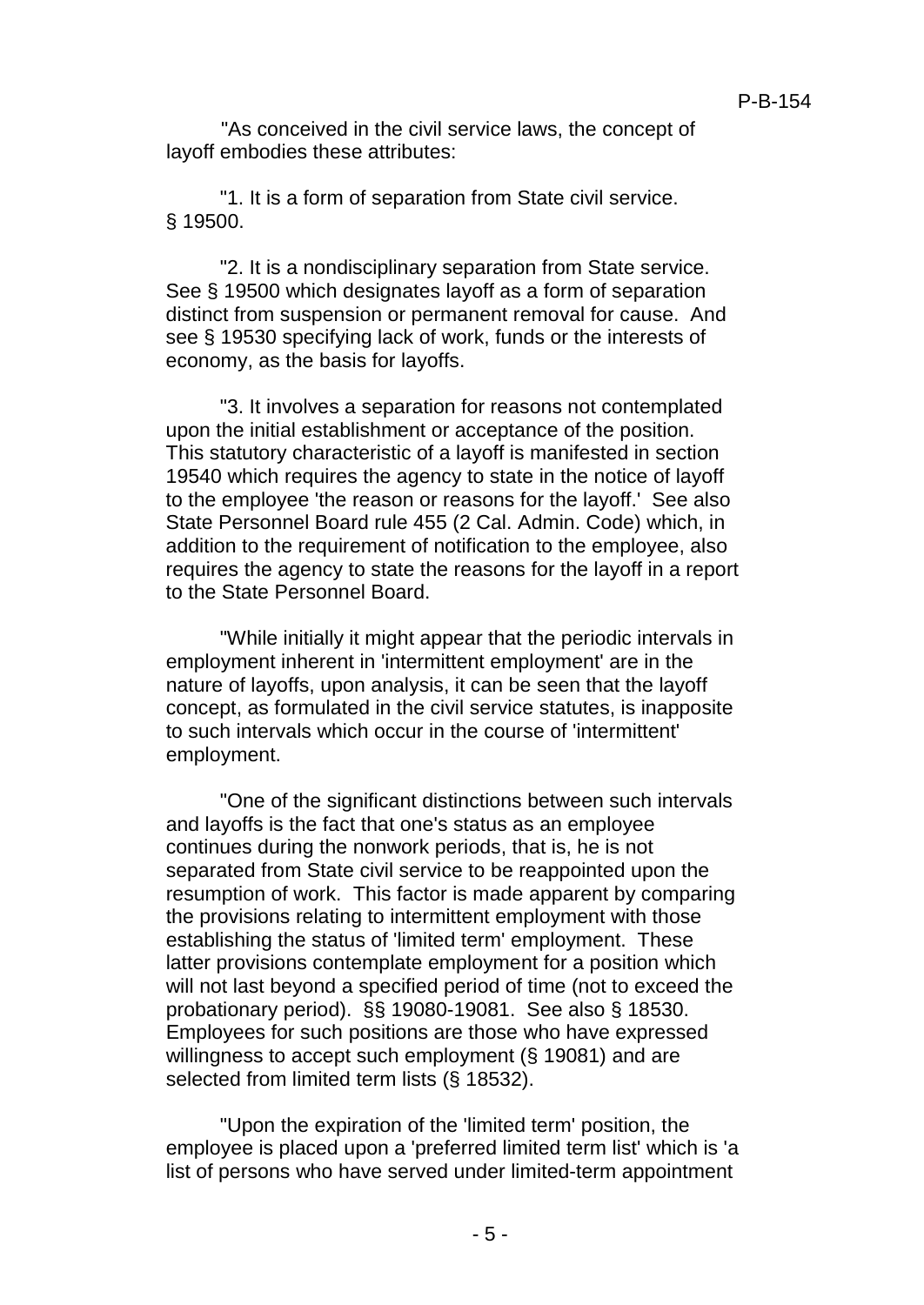"As conceived in the civil service laws, the concept of layoff embodies these attributes:

"1. It is a form of separation from State civil service. § 19500.

"2. It is a nondisciplinary separation from State service. See § 19500 which designates layoff as a form of separation distinct from suspension or permanent removal for cause. And see § 19530 specifying lack of work, funds or the interests of economy, as the basis for layoffs.

"3. It involves a separation for reasons not contemplated upon the initial establishment or acceptance of the position. This statutory characteristic of a layoff is manifested in section 19540 which requires the agency to state in the notice of layoff to the employee 'the reason or reasons for the layoff.' See also State Personnel Board rule 455 (2 Cal. Admin. Code) which, in addition to the requirement of notification to the employee, also requires the agency to state the reasons for the layoff in a report to the State Personnel Board.

"While initially it might appear that the periodic intervals in employment inherent in 'intermittent employment' are in the nature of layoffs, upon analysis, it can be seen that the layoff concept, as formulated in the civil service statutes, is inapposite to such intervals which occur in the course of 'intermittent' employment.

"One of the significant distinctions between such intervals and layoffs is the fact that one's status as an employee continues during the nonwork periods, that is, he is not separated from State civil service to be reappointed upon the resumption of work. This factor is made apparent by comparing the provisions relating to intermittent employment with those establishing the status of 'limited term' employment. These latter provisions contemplate employment for a position which will not last beyond a specified period of time (not to exceed the probationary period). §§ 19080-19081. See also § 18530. Employees for such positions are those who have expressed willingness to accept such employment (§ 19081) and are selected from limited term lists (§ 18532).

"Upon the expiration of the 'limited term' position, the employee is placed upon a 'preferred limited term list' which is 'a list of persons who have served under limited-term appointment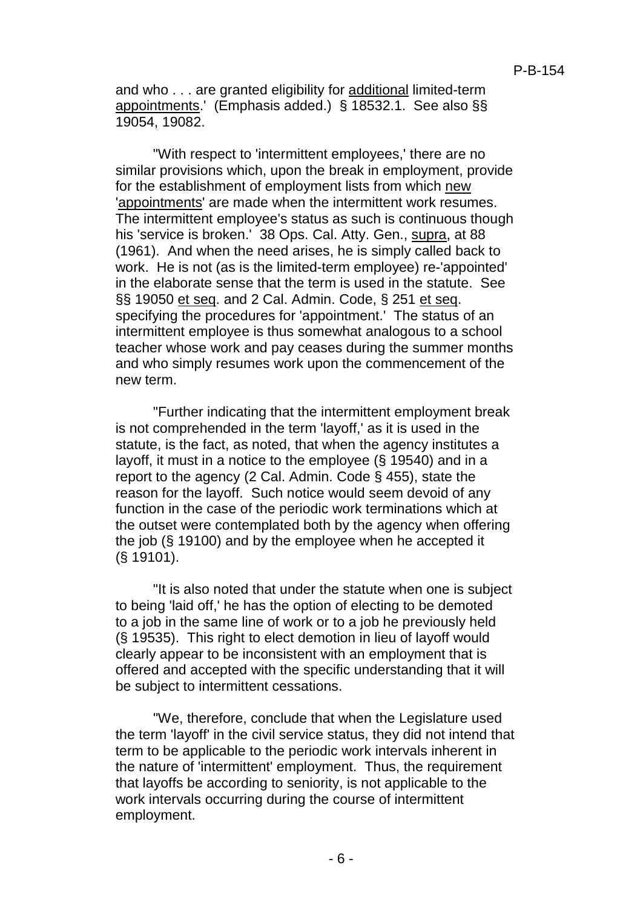and who . . . are granted eligibility for additional limited-term appointments.' (Emphasis added.) § 18532.1. See also §§ 19054, 19082.

"With respect to 'intermittent employees,' there are no similar provisions which, upon the break in employment, provide for the establishment of employment lists from which new 'appointments' are made when the intermittent work resumes. The intermittent employee's status as such is continuous though his 'service is broken.' 38 Ops. Cal. Atty. Gen., supra, at 88 (1961). And when the need arises, he is simply called back to work. He is not (as is the limited-term employee) re-'appointed' in the elaborate sense that the term is used in the statute. See §§ 19050 et seq. and 2 Cal. Admin. Code, § 251 et seq. specifying the procedures for 'appointment.' The status of an intermittent employee is thus somewhat analogous to a school teacher whose work and pay ceases during the summer months and who simply resumes work upon the commencement of the new term.

"Further indicating that the intermittent employment break is not comprehended in the term 'layoff,' as it is used in the statute, is the fact, as noted, that when the agency institutes a layoff, it must in a notice to the employee (§ 19540) and in a report to the agency (2 Cal. Admin. Code § 455), state the reason for the layoff. Such notice would seem devoid of any function in the case of the periodic work terminations which at the outset were contemplated both by the agency when offering the job (§ 19100) and by the employee when he accepted it (§ 19101).

"It is also noted that under the statute when one is subject to being 'laid off,' he has the option of electing to be demoted to a job in the same line of work or to a job he previously held (§ 19535). This right to elect demotion in lieu of layoff would clearly appear to be inconsistent with an employment that is offered and accepted with the specific understanding that it will be subject to intermittent cessations.

"We, therefore, conclude that when the Legislature used the term 'layoff' in the civil service status, they did not intend that term to be applicable to the periodic work intervals inherent in the nature of 'intermittent' employment. Thus, the requirement that layoffs be according to seniority, is not applicable to the work intervals occurring during the course of intermittent employment.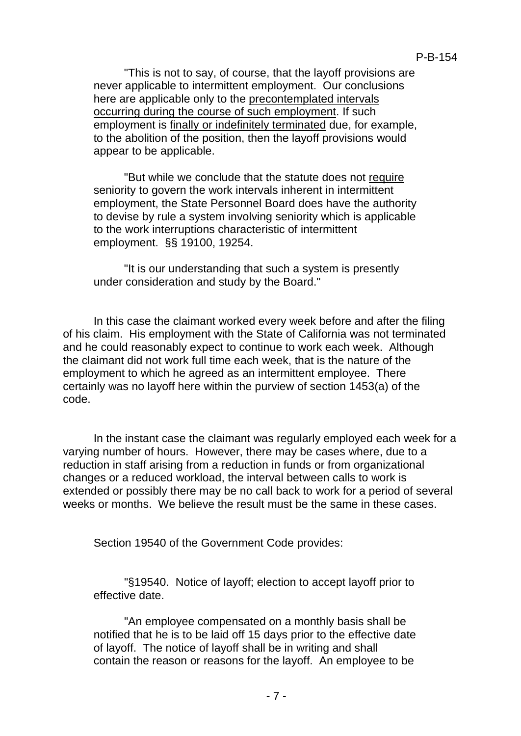"This is not to say, of course, that the layoff provisions are never applicable to intermittent employment. Our conclusions here are applicable only to the precontemplated intervals occurring during the course of such employment. If such employment is finally or indefinitely terminated due, for example, to the abolition of the position, then the layoff provisions would appear to be applicable.

"But while we conclude that the statute does not require seniority to govern the work intervals inherent in intermittent employment, the State Personnel Board does have the authority to devise by rule a system involving seniority which is applicable to the work interruptions characteristic of intermittent employment. §§ 19100, 19254.

"It is our understanding that such a system is presently under consideration and study by the Board."

In this case the claimant worked every week before and after the filing of his claim. His employment with the State of California was not terminated and he could reasonably expect to continue to work each week. Although the claimant did not work full time each week, that is the nature of the employment to which he agreed as an intermittent employee. There certainly was no layoff here within the purview of section 1453(a) of the code.

In the instant case the claimant was regularly employed each week for a varying number of hours. However, there may be cases where, due to a reduction in staff arising from a reduction in funds or from organizational changes or a reduced workload, the interval between calls to work is extended or possibly there may be no call back to work for a period of several weeks or months. We believe the result must be the same in these cases.

Section 19540 of the Government Code provides:

"§19540. Notice of layoff; election to accept layoff prior to effective date.

"An employee compensated on a monthly basis shall be notified that he is to be laid off 15 days prior to the effective date of layoff. The notice of layoff shall be in writing and shall contain the reason or reasons for the layoff. An employee to be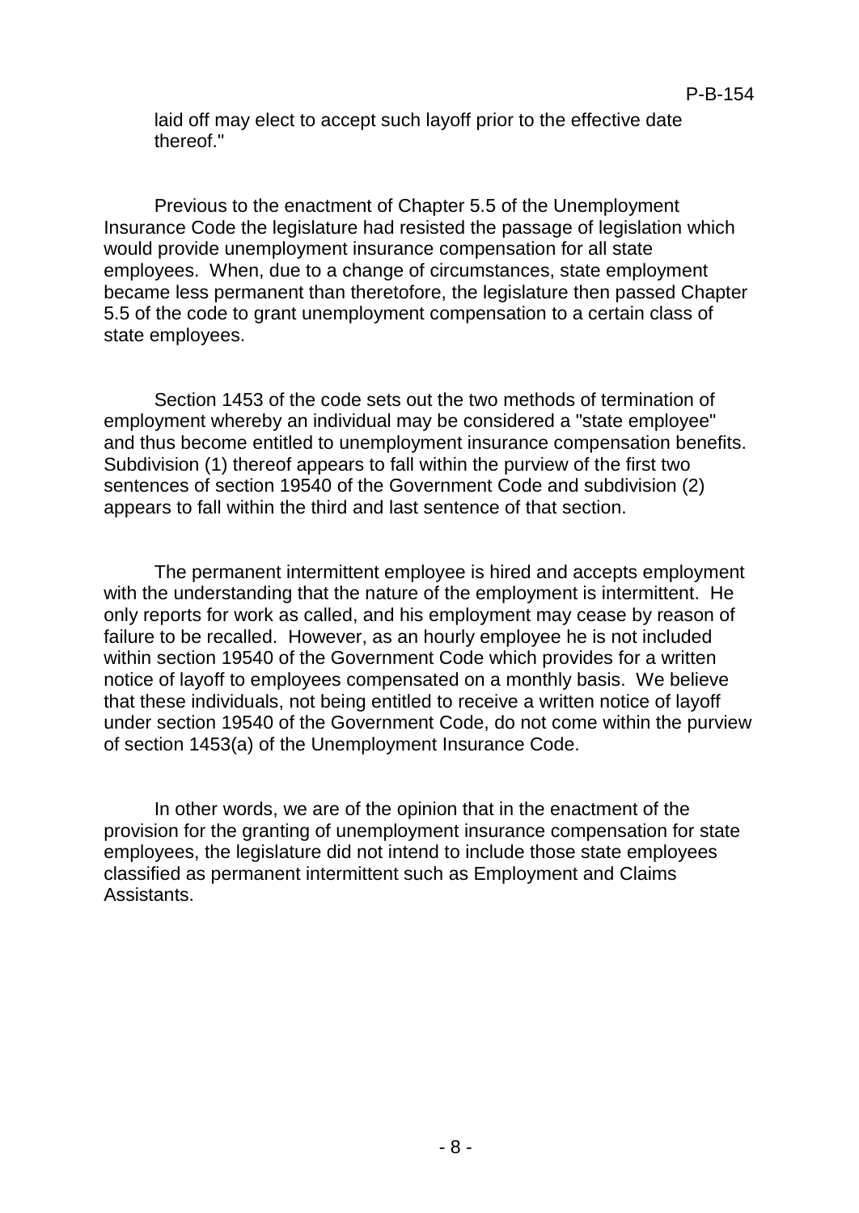laid off may elect to accept such layoff prior to the effective date thereof."

Previous to the enactment of Chapter 5.5 of the Unemployment Insurance Code the legislature had resisted the passage of legislation which would provide unemployment insurance compensation for all state employees. When, due to a change of circumstances, state employment became less permanent than theretofore, the legislature then passed Chapter 5.5 of the code to grant unemployment compensation to a certain class of state employees.

Section 1453 of the code sets out the two methods of termination of employment whereby an individual may be considered a "state employee" and thus become entitled to unemployment insurance compensation benefits. Subdivision (1) thereof appears to fall within the purview of the first two sentences of section 19540 of the Government Code and subdivision (2) appears to fall within the third and last sentence of that section.

The permanent intermittent employee is hired and accepts employment with the understanding that the nature of the employment is intermittent. He only reports for work as called, and his employment may cease by reason of failure to be recalled. However, as an hourly employee he is not included within section 19540 of the Government Code which provides for a written notice of layoff to employees compensated on a monthly basis. We believe that these individuals, not being entitled to receive a written notice of layoff under section 19540 of the Government Code, do not come within the purview of section 1453(a) of the Unemployment Insurance Code.

In other words, we are of the opinion that in the enactment of the provision for the granting of unemployment insurance compensation for state employees, the legislature did not intend to include those state employees classified as permanent intermittent such as Employment and Claims Assistants.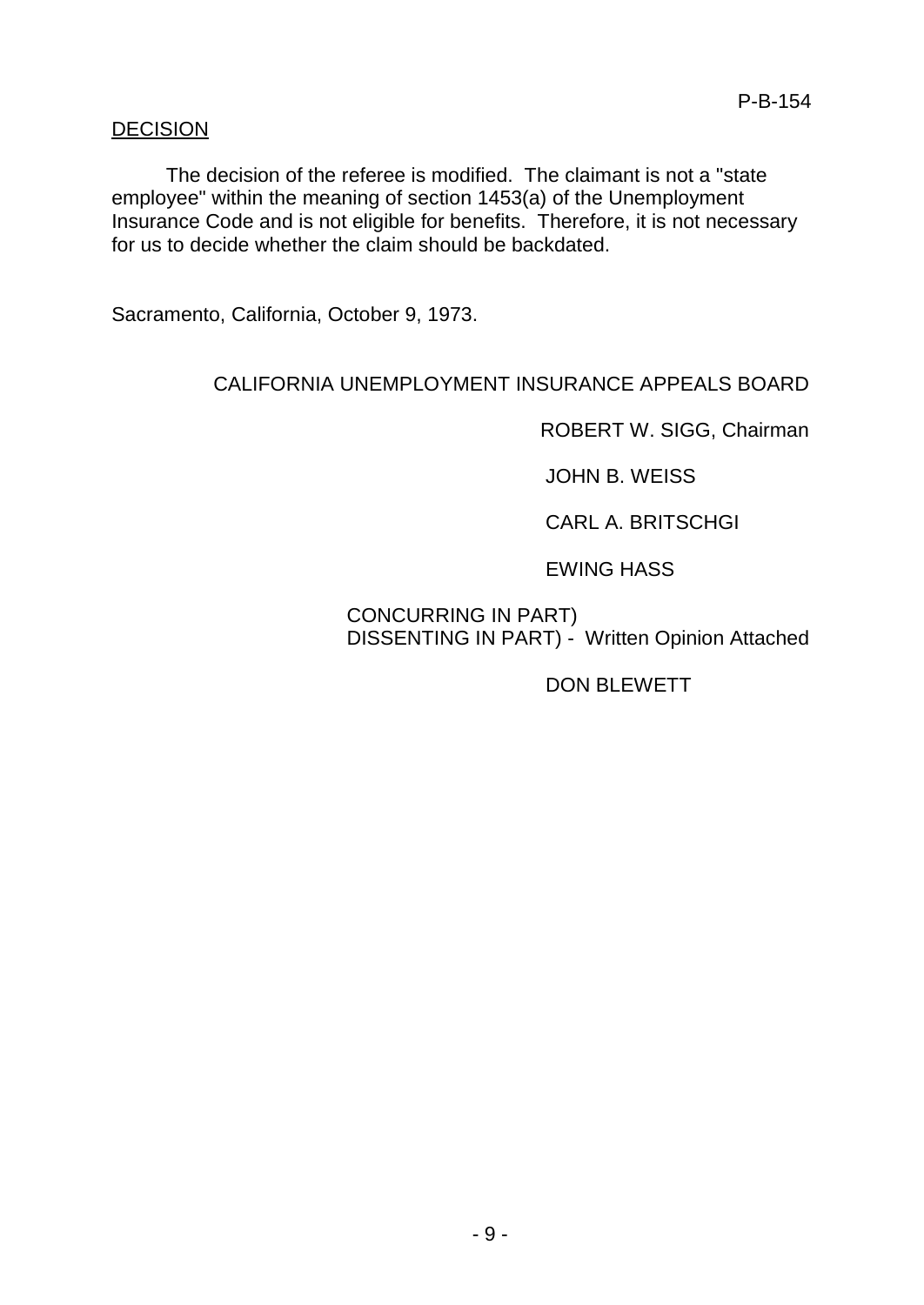## DECISION

The decision of the referee is modified. The claimant is not a "state employee" within the meaning of section 1453(a) of the Unemployment Insurance Code and is not eligible for benefits. Therefore, it is not necessary for us to decide whether the claim should be backdated.

Sacramento, California, October 9, 1973.

CALIFORNIA UNEMPLOYMENT INSURANCE APPEALS BOARD

ROBERT W. SIGG, Chairman

JOHN B. WEISS

CARL A. BRITSCHGI

EWING HASS

CONCURRING IN PART)
DISSENTING IN PART) - Written Opinion Attached

DON BLEWETT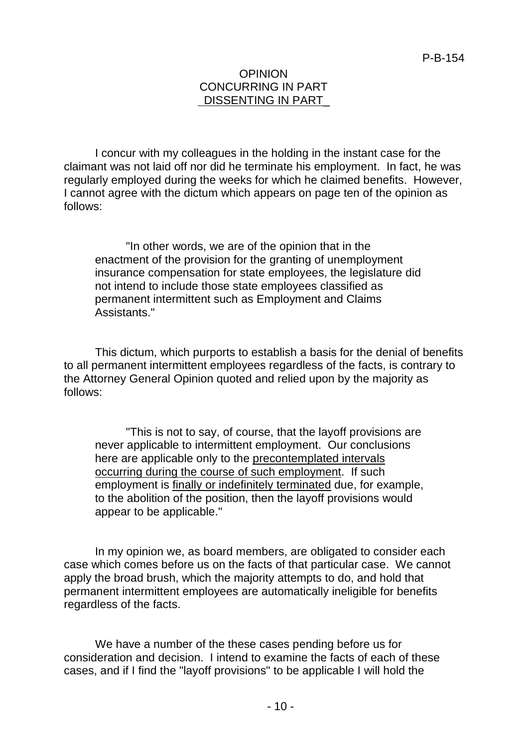## OPINION CONCURRING IN PART DISSENTING IN PART

I concur with my colleagues in the holding in the instant case for the claimant was not laid off nor did he terminate his employment. In fact, he was regularly employed during the weeks for which he claimed benefits. However, I cannot agree with the dictum which appears on page ten of the opinion as follows:

> "In other words, we are of the opinion that in the enactment of the provision for the granting of unemployment insurance compensation for state employees, the legislature did not intend to include those state employees classified as permanent intermittent such as Employment and Claims Assistants."

This dictum, which purports to establish a basis for the denial of benefits to all permanent intermittent employees regardless of the facts, is contrary to the Attorney General Opinion quoted and relied upon by the majority as follows:

> "This is not to say, of course, that the layoff provisions are never applicable to intermittent employment. Our conclusions here are applicable only to the <u>precontemplated intervals occurring during the course of such employment</u>. If such employment is <u>finally or indefinitely terminated</u> due, for example, to the abolition of the position, then the layoff provisions would appear to be applicable."

In my opinion we, as board members, are obligated to consider each case which comes before us on the facts of that particular case. We cannot apply the broad brush, which the majority attempts to do, and hold that permanent intermittent employees are automatically ineligible for benefits regardless of the facts.

We have a number of the these cases pending before us for consideration and decision. I intend to examine the facts of each of these cases, and if I find the "layoff provisions" to be applicable I will hold the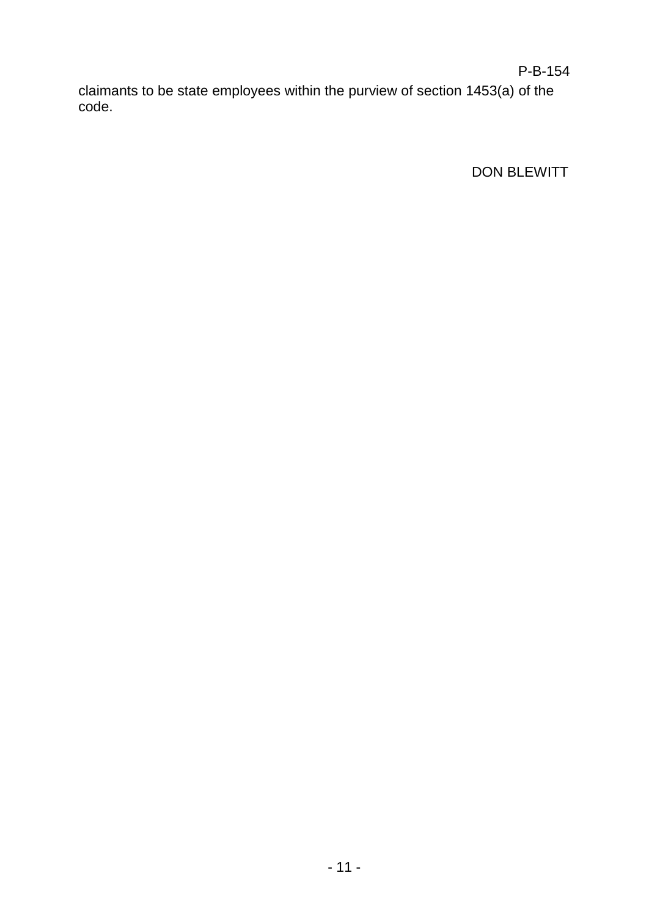claimants to be state employees within the purview of section 1453(a) of the code.

DON BLEWITT